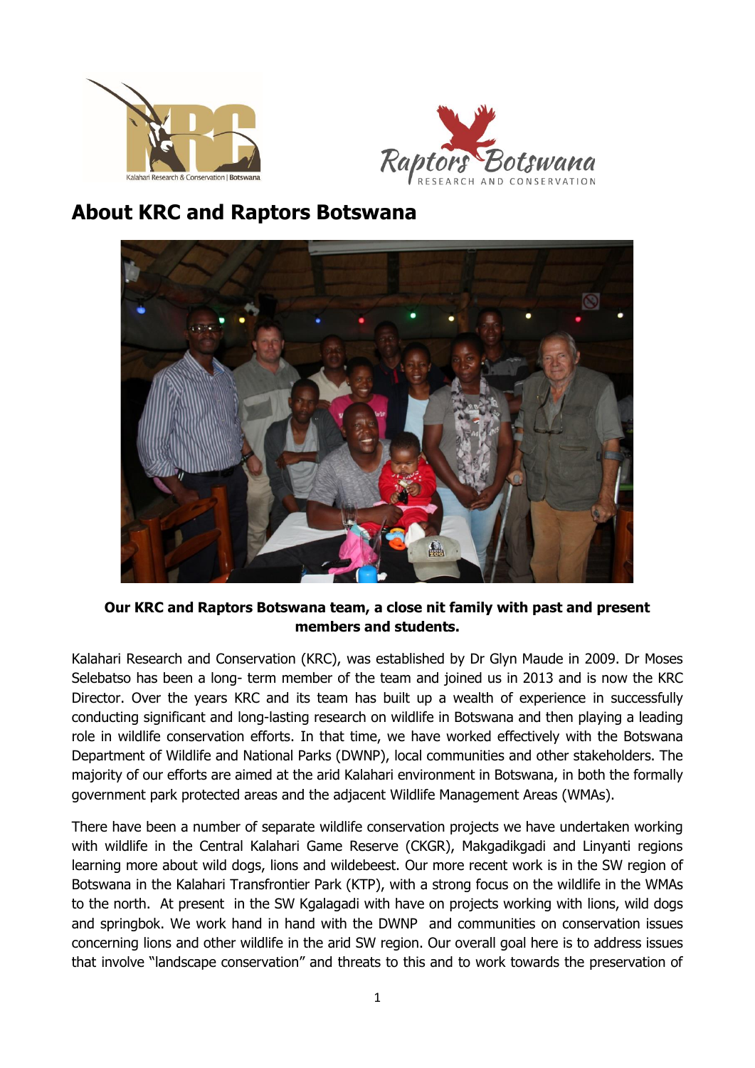# About KRC and Raptors Botswana

**Our KRC and Raptors Botswana team, a close nit family with past and present members and students.**

Kalahari Research and Conservation (KRC), was established by Dr Glyn Maude in 2009. Dr Moses Selebatso has been a long- term member of the team and joined us in 2013 and is now the KRC Director. Over the years KRC and its team has built up a wealth of experience in successfully conducting significant and long-lasting research on wildlife in Botswana and then playing a leading role in wildlife conservation efforts. In that time, we have worked effectively with the Botswana Department of Wildlife and National Parks (DWNP), local communities and other stakeholders. The majority of our efforts are aimed at the arid Kalahari environment in Botswana, in both the formally government park protected areas and the adjacent Wildlife Management Areas (WMAs).

There have been a number of separate wildlife conservation projects we have undertaken working with wildlife in the Central Kalahari Game Reserve (CKGR), Makgadikgadi and Linyanti regions learning more about wild dogs, lions and wildebeest. Our more recent work is in the SW region of Botswana in the Kalahari Transfrontier Park (KTP), with a strong focus on the wildlife in the WMAs to the north. At present in the SW Kgalagadi with have on projects working with lions, wild dogs and springbok. We work hand in hand with the DWNP and communities on conservation issues concerning lions and other wildlife in the arid SW region. Our overall goal here is to address issues that involve "landscape conservation" and threats to this and to work towards the preservation of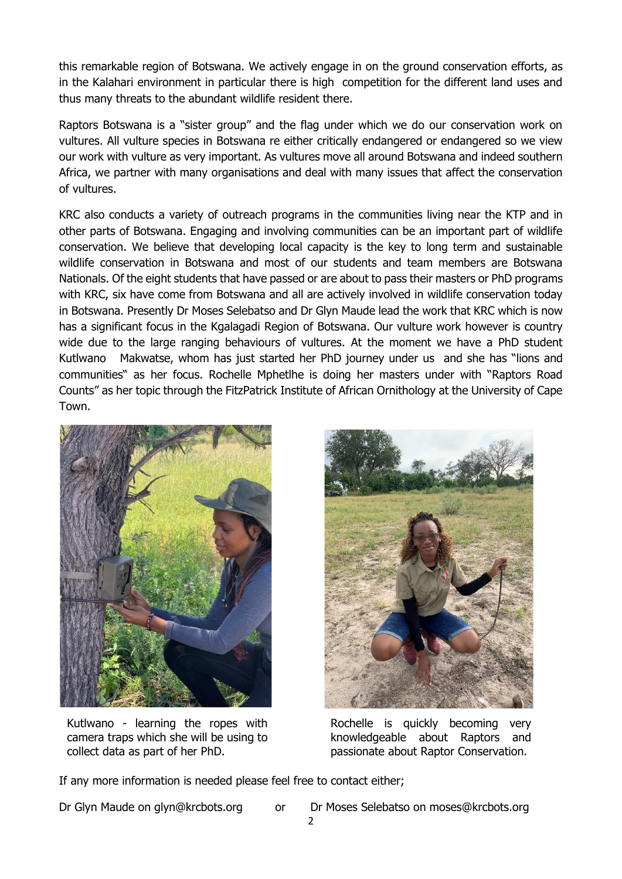this remarkable region of Botswana. We actively engage in on the ground conservation efforts, as in the Kalahari environment in particular there is high competition for the different land uses and thus many threats to the abundant wildlife resident there.

Raptors Botswana is a "sister group" and the flag under which we do our conservation work on vultures. All vulture species in Botswana re either critically endangered or endangered so we view our work with vulture as very important. As vultures move all around Botswana and indeed southern Africa, we partner with many organisations and deal with many issues that affect the conservation of vultures.

KRC also conducts a variety of outreach programs in the communities living near the KTP and in other parts of Botswana. Engaging and involving communities can be an important part of wildlife conservation. We believe that developing local capacity is the key to long term and sustainable wildlife conservation in Botswana and most of our students and team members are Botswana Nationals. Of the eight students that have passed or are about to pass their masters or PhD programs with KRC, six have come from Botswana and all are actively involved in wildlife conservation today in Botswana. Presently Dr Moses Selebatso and Dr Glyn Maude lead the work that KRC which is now has a significant focus in the Kgalagadi Region of Botswana. Our vulture work however is country wide due to the large ranging behaviours of vultures. At the moment we have a PhD student Kutlwano Makwatse, whom has just started her PhD journey under us and she has "lions and communities" as her focus. Rochelle Mphetlhe is doing her masters under with "Raptors Road Counts" as her topic through the FitzPatrick Institute of African Ornithology at the University of Cape Town.

Kutlwano - learning the ropes with camera traps which she will be using to collect data as part of her PhD.

Rochelle is quickly becoming very knowledgeable about Raptors and passionate about Raptor Conservation.

If any more information is needed please feel free to contact either;

Dr Glyn Maude on glyn@krcbots.org or Dr Moses Selebatso on moses@krcbots.org